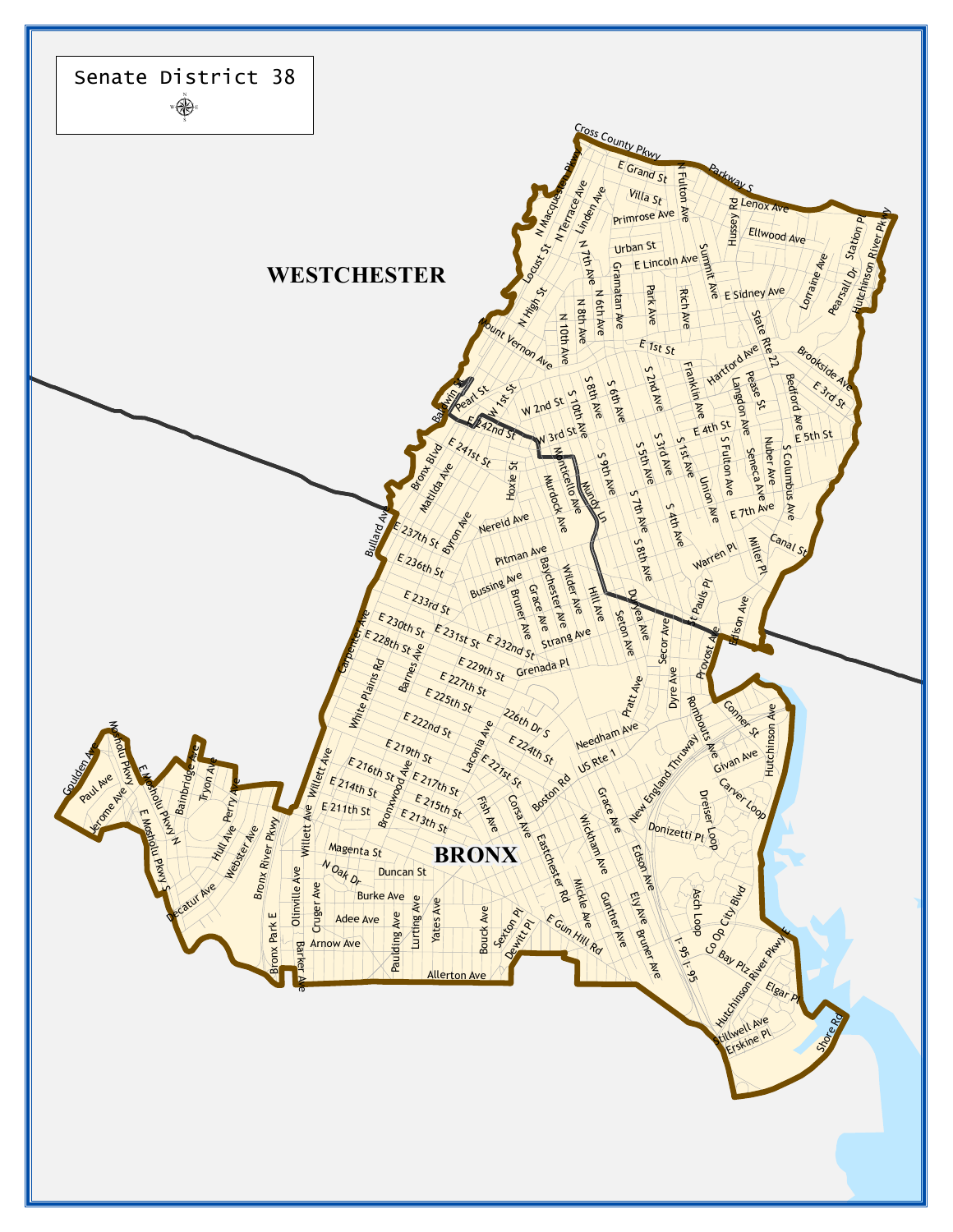# Senate District 38

WESTCHESTER

BRONX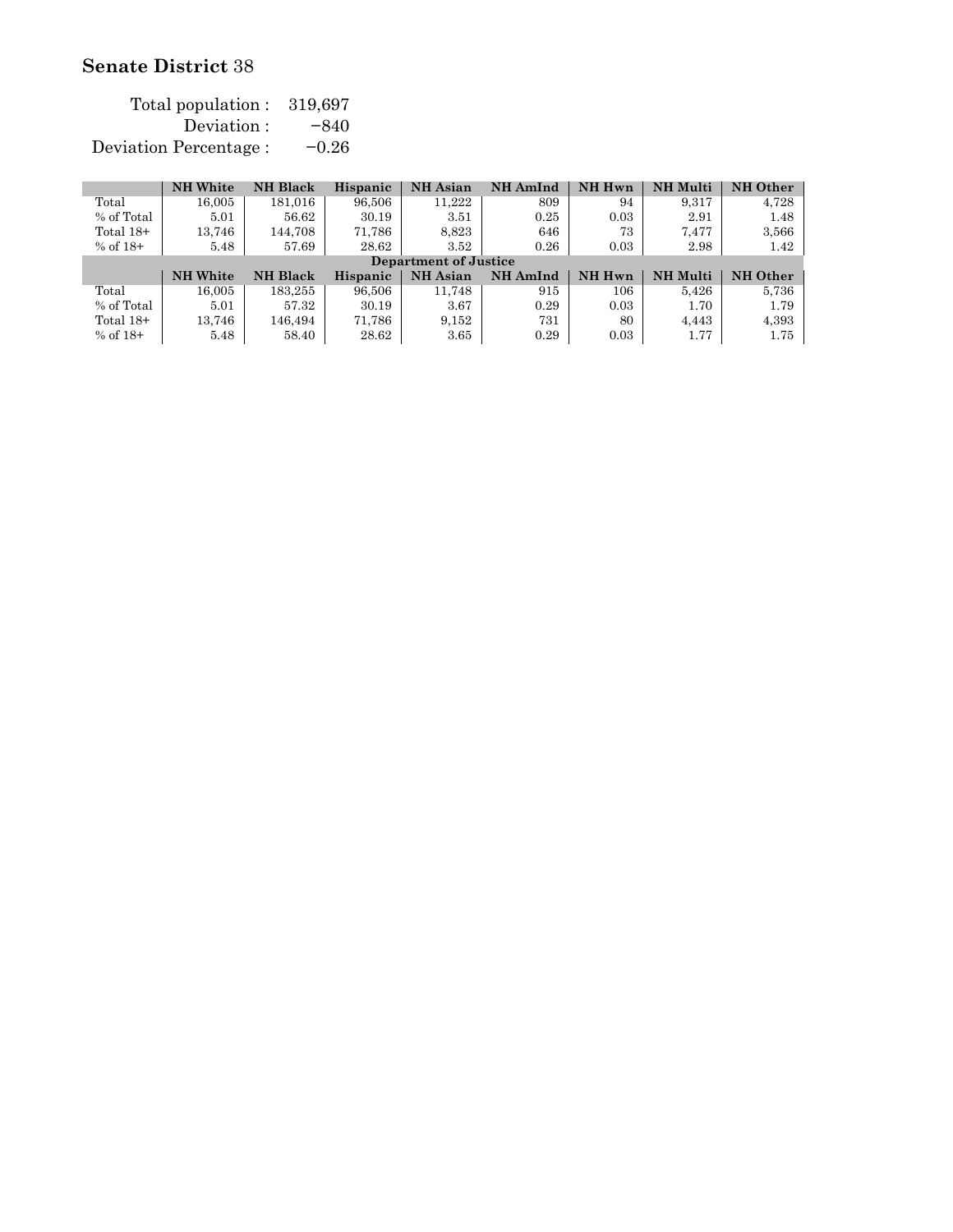## Senate District 38

Total population : 319,697
Deviation : −840
Deviation Percentage : −0.26

| | NH White | NH Black | Hispanic | NH Asian | NH AmInd | NH Hwn | NH Multi | NH Other |
|---|---|---|---|---|---|---|---|---|
| Total | 16,005 | 181,016 | 96,506 | 11,222 | 809 | 94 | 9,317 | 4,728 |
| % of Total | 5.01 | 56.62 | 30.19 | 3.51 | 0.25 | 0.03 | 2.91 | 1.48 |
| Total 18+ | 13,746 | 144,708 | 71,786 | 8,823 | 646 | 73 | 7,477 | 3,566 |
| % of 18+ | 5.48 | 57.69 | 28.62 | 3.52 | 0.26 | 0.03 | 2.98 | 1.42 |
| **Department of Justice** | | | | | | | | |
| | **NH White** | **NH Black** | **Hispanic** | **NH Asian** | **NH AmInd** | **NH Hwn** | **NH Multi** | **NH Other** |
| Total | 16,005 | 183,255 | 96,506 | 11,748 | 915 | 106 | 5,426 | 5,736 |
| % of Total | 5.01 | 57.32 | 30.19 | 3.67 | 0.29 | 0.03 | 1.70 | 1.79 |
| Total 18+ | 13,746 | 146,494 | 71,786 | 9,152 | 731 | 80 | 4,443 | 4,393 |
| % of 18+ | 5.48 | 58.40 | 28.62 | 3.65 | 0.29 | 0.03 | 1.77 | 1.75 |